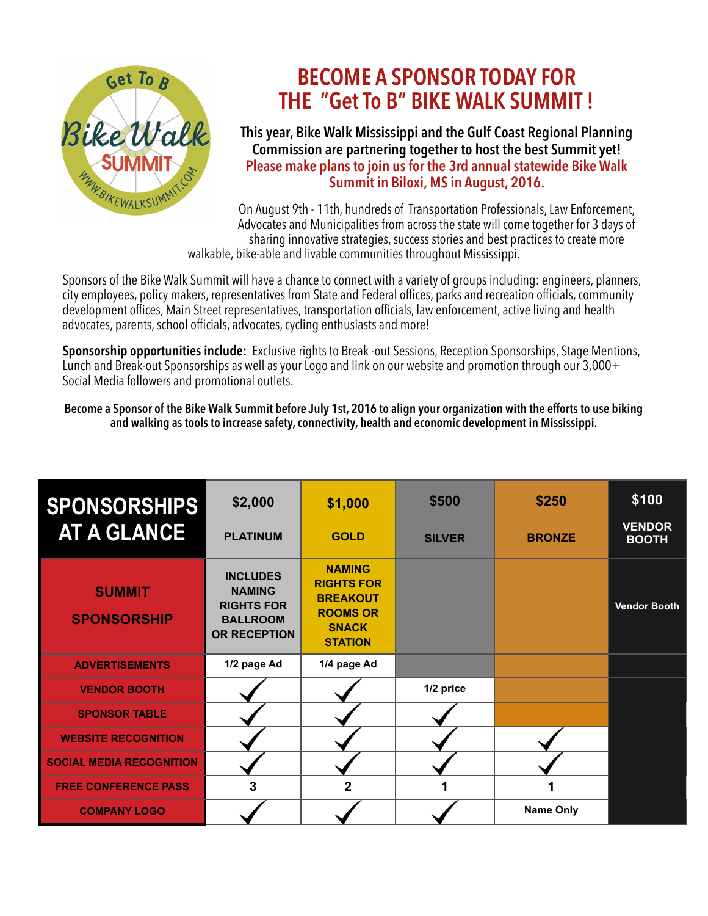Get To B Bike Walk SUMMIT WWW.BIKEWALKSUMMIT.COM

# BECOME A SPONSOR TODAY FOR THE "Get To B" BIKE WALK SUMMIT !

**This year, Bike Walk Mississippi and the Gulf Coast Regional Planning Commission are partnering together to host the best Summit yet!**
**Please make plans to join us for the 3rd annual statewide Bike Walk Summit in Biloxi, MS in August, 2016.**

On August 9th - 11th, hundreds of Transportation Professionals, Law Enforcement, Advocates and Municipalities from across the state will come together for 3 days of sharing innovative strategies, success stories and best practices to create more walkable, bike-able and livable communities throughout Mississippi.

Sponsors of the Bike Walk Summit will have a chance to connect with a variety of groups including: engineers, planners, city employees, policy makers, representatives from State and Federal offices, parks and recreation officials, community development offices, Main Street representatives, transportation officials, law enforcement, active living and health advocates, parents, school officials, advocates, cycling enthusiasts and more!

**Sponsorship opportunities include:** Exclusive rights to Break -out Sessions, Reception Sponsorships, Stage Mentions, Lunch and Break-out Sponsorships as well as your Logo and link on our website and promotion through our 3,000+ Social Media followers and promotional outlets.

**Become a Sponsor of the Bike Walk Summit before July 1st, 2016 to align your organization with the efforts to use biking and walking as tools to increase safety, connectivity, health and economic development in Mississippi.**

| SPONSORSHIPS AT A GLANCE | $2,000 PLATINUM | $1,000 GOLD | $500 SILVER | $250 BRONZE | $100 VENDOR BOOTH |
|---|---|---|---|---|---|
| SUMMIT SPONSORSHIP | INCLUDES NAMING RIGHTS FOR BALLROOM OR RECEPTION | NAMING RIGHTS FOR BREAKOUT ROOMS OR SNACK STATION | | | Vendor Booth |
| ADVERTISEMENTS | 1/2 page Ad | 1/4 page Ad | | | |
| VENDOR BOOTH | ✓ | ✓ | 1/2 price | | |
| SPONSOR TABLE | ✓ | ✓ | ✓ | | |
| WEBSITE RECOGNITION | ✓ | ✓ | ✓ | ✓ | |
| SOCIAL MEDIA RECOGNITION | ✓ | ✓ | ✓ | ✓ | |
| FREE CONFERENCE PASS | 3 | 2 | 1 | 1 | |
| COMPANY LOGO | ✓ | ✓ | ✓ | Name Only | |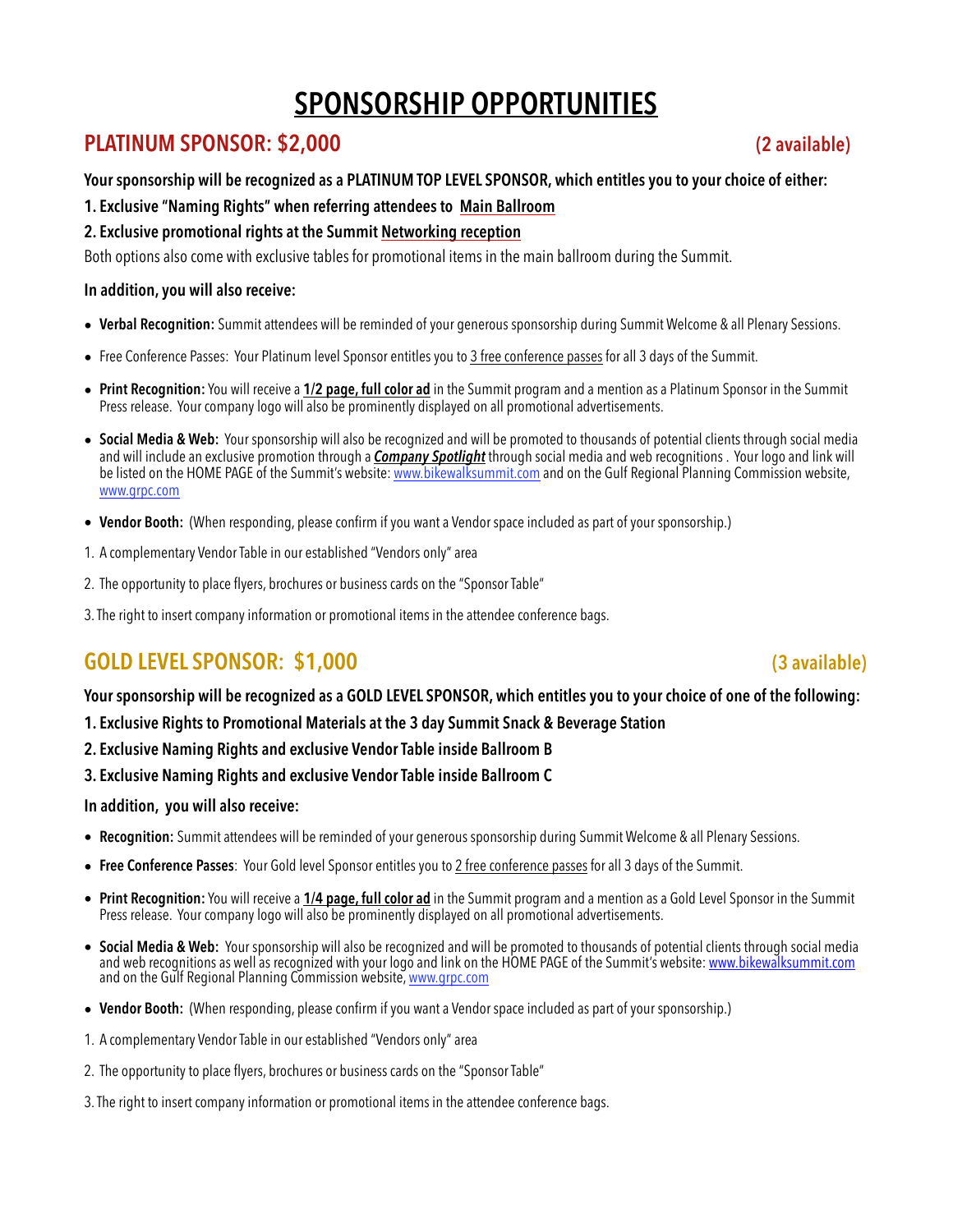# SPONSORSHIP OPPORTUNITIES

## PLATINUM SPONSOR: $2,000 (2 available)

**Your sponsorship will be recognized as a PLATINUM TOP LEVEL SPONSOR, which entitles you to your choice of either:**

**1. Exclusive "Naming Rights" when referring attendees to Main Ballroom**

**2. Exclusive promotional rights at the Summit Networking reception**

Both options also come with exclusive tables for promotional items in the main ballroom during the Summit.

**In addition, you will also receive:**

- **Verbal Recognition:** Summit attendees will be reminded of your generous sponsorship during Summit Welcome & all Plenary Sessions.
- Free Conference Passes: Your Platinum level Sponsor entitles you to 3 free conference passes for all 3 days of the Summit.
- **Print Recognition:** You will receive a **1/2 page, full color ad** in the Summit program and a mention as a Platinum Sponsor in the Summit Press release. Your company logo will also be prominently displayed on all promotional advertisements.
- **Social Media & Web:** Your sponsorship will also be recognized and will be promoted to thousands of potential clients through social media and will include an exclusive promotion through a ***Company Spotlight*** through social media and web recognitions . Your logo and link will be listed on the HOME PAGE of the Summit's website: www.bikewalksummit.com and on the Gulf Regional Planning Commission website, www.grpc.com
- **Vendor Booth:** (When responding, please confirm if you want a Vendor space included as part of your sponsorship.)

1. A complementary Vendor Table in our established "Vendors only" area
2. The opportunity to place flyers, brochures or business cards on the "Sponsor Table"
3. The right to insert company information or promotional items in the attendee conference bags.

## GOLD LEVEL SPONSOR: $1,000 (3 available)

**Your sponsorship will be recognized as a GOLD LEVEL SPONSOR, which entitles you to your choice of one of the following:**

**1. Exclusive Rights to Promotional Materials at the 3 day Summit Snack & Beverage Station**

**2. Exclusive Naming Rights and exclusive Vendor Table inside Ballroom B**

**3. Exclusive Naming Rights and exclusive Vendor Table inside Ballroom C**

**In addition, you will also receive:**

- **Recognition:** Summit attendees will be reminded of your generous sponsorship during Summit Welcome & all Plenary Sessions.
- **Free Conference Passes**: Your Gold level Sponsor entitles you to 2 free conference passes for all 3 days of the Summit.
- **Print Recognition:** You will receive a **1/4 page, full color ad** in the Summit program and a mention as a Gold Level Sponsor in the Summit Press release. Your company logo will also be prominently displayed on all promotional advertisements.
- **Social Media & Web:** Your sponsorship will also be recognized and will be promoted to thousands of potential clients through social media and web recognitions as well as recognized with your logo and link on the HOME PAGE of the Summit's website: www.bikewalksummit.com and on the Gulf Regional Planning Commission website, www.grpc.com
- **Vendor Booth:** (When responding, please confirm if you want a Vendor space included as part of your sponsorship.)

1. A complementary Vendor Table in our established "Vendors only" area
2. The opportunity to place flyers, brochures or business cards on the "Sponsor Table"
3. The right to insert company information or promotional items in the attendee conference bags.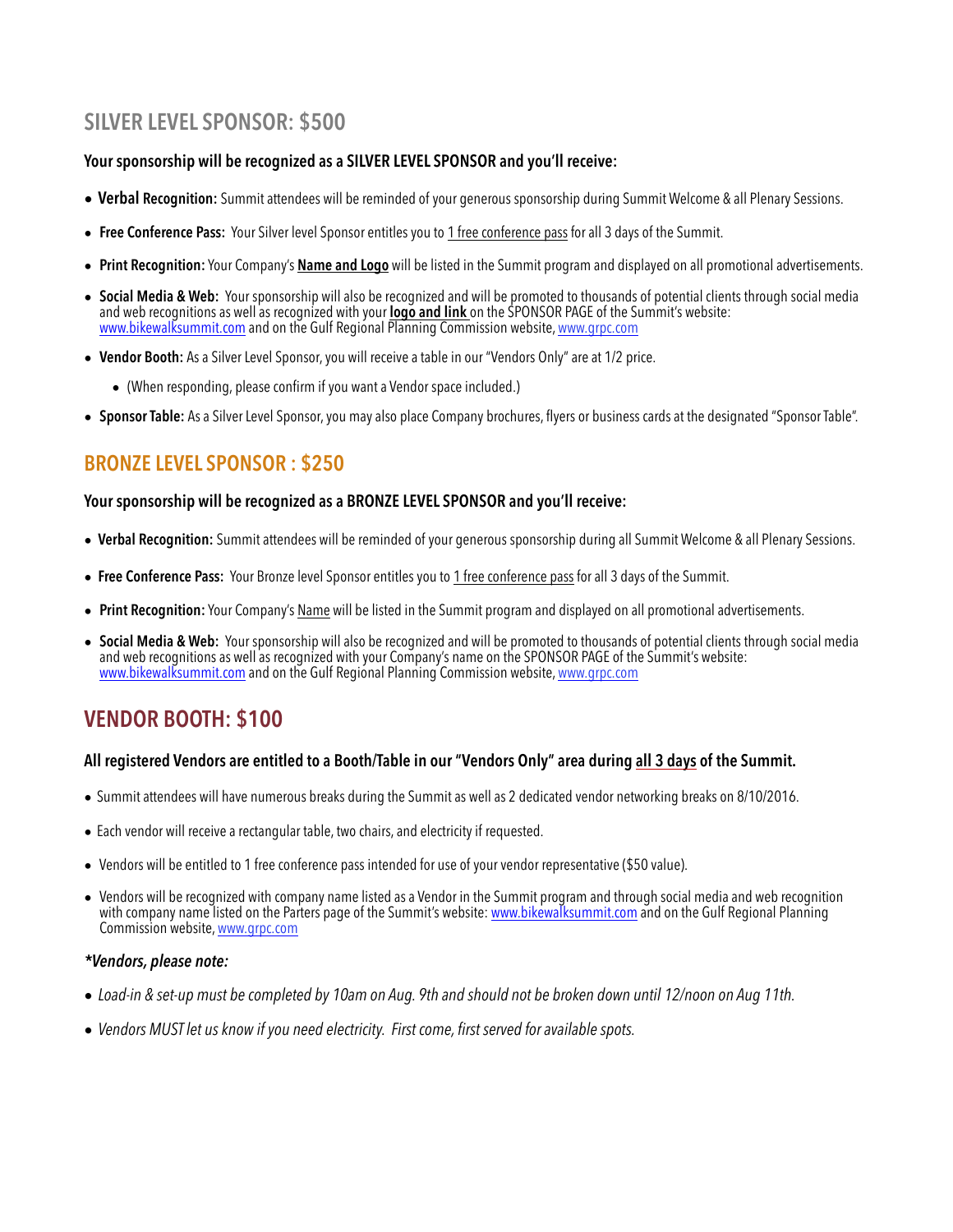## SILVER LEVEL SPONSOR: $500

**Your sponsorship will be recognized as a SILVER LEVEL SPONSOR and you'll receive:**

- **Verbal Recognition:** Summit attendees will be reminded of your generous sponsorship during Summit Welcome & all Plenary Sessions.
- **Free Conference Pass:** Your Silver level Sponsor entitles you to 1 free conference pass for all 3 days of the Summit.
- **Print Recognition:** Your Company's **Name and Logo** will be listed in the Summit program and displayed on all promotional advertisements.
- **Social Media & Web:** Your sponsorship will also be recognized and will be promoted to thousands of potential clients through social media and web recognitions as well as recognized with your **logo and link** on the SPONSOR PAGE of the Summit's website: www.bikewalksummit.com and on the Gulf Regional Planning Commission website, www.grpc.com
- **Vendor Booth:** As a Silver Level Sponsor, you will receive a table in our "Vendors Only" are at 1/2 price.
  - (When responding, please confirm if you want a Vendor space included.)
- **Sponsor Table:** As a Silver Level Sponsor, you may also place Company brochures, flyers or business cards at the designated "Sponsor Table".

## BRONZE LEVEL SPONSOR : $250

**Your sponsorship will be recognized as a BRONZE LEVEL SPONSOR and you'll receive:**

- **Verbal Recognition:** Summit attendees will be reminded of your generous sponsorship during all Summit Welcome & all Plenary Sessions.
- **Free Conference Pass:** Your Bronze level Sponsor entitles you to 1 free conference pass for all 3 days of the Summit.
- **Print Recognition:** Your Company's Name will be listed in the Summit program and displayed on all promotional advertisements.
- **Social Media & Web:** Your sponsorship will also be recognized and will be promoted to thousands of potential clients through social media and web recognitions as well as recognized with your Company's name on the SPONSOR PAGE of the Summit's website: www.bikewalksummit.com and on the Gulf Regional Planning Commission website, www.grpc.com

## VENDOR BOOTH: $100

**All registered Vendors are entitled to a Booth/Table in our "Vendors Only" area during all 3 days of the Summit.**

- Summit attendees will have numerous breaks during the Summit as well as 2 dedicated vendor networking breaks on 8/10/2016.
- Each vendor will receive a rectangular table, two chairs, and electricity if requested.
- Vendors will be entitled to 1 free conference pass intended for use of your vendor representative ($50 value).
- Vendors will be recognized with company name listed as a Vendor in the Summit program and through social media and web recognition with company name listed on the Parters page of the Summit's website: www.bikewalksummit.com and on the Gulf Regional Planning Commission website, www.grpc.com

***Vendors, please note:***

- *Load-in & set-up must be completed by 10am on Aug. 9th and should not be broken down until 12/noon on Aug 11th.*
- *Vendors MUST let us know if you need electricity. First come, first served for available spots.*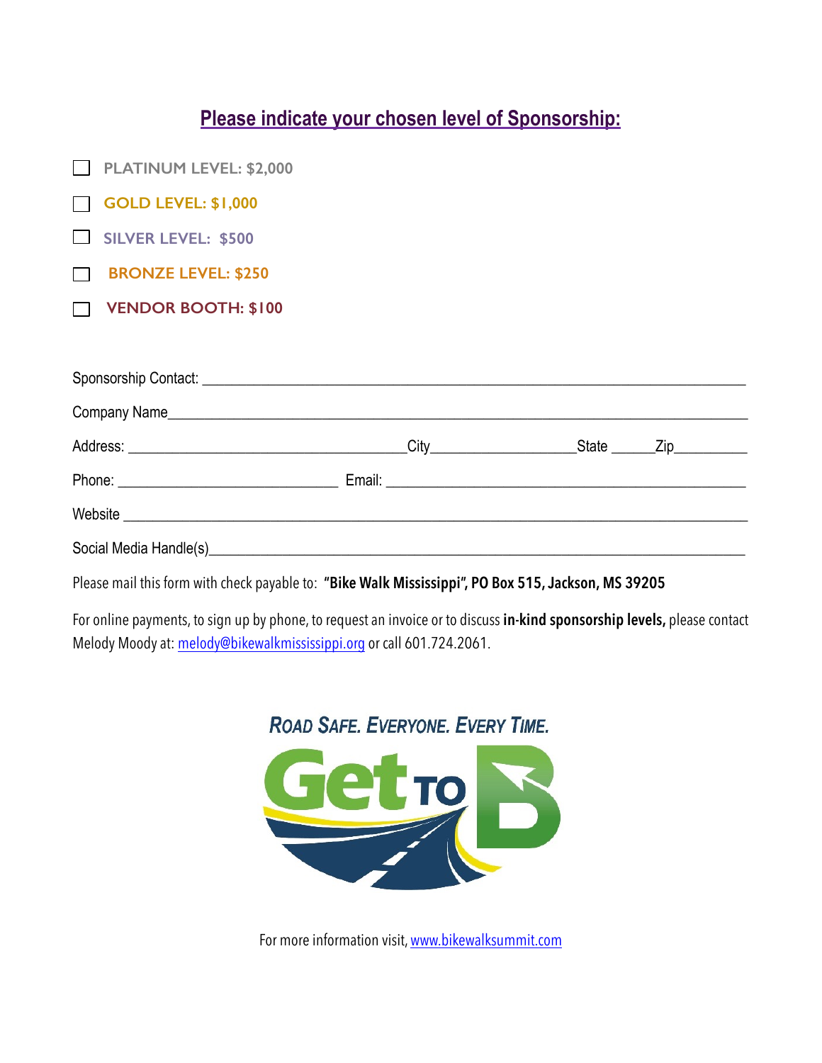## Please indicate your chosen level of Sponsorship:

- [ ] PLATINUM LEVEL: $2,000
- [ ] GOLD LEVEL: $1,000
- [ ] SILVER LEVEL: $500
- [ ] BRONZE LEVEL: $250
- [ ] VENDOR BOOTH: $100

Sponsorship Contact: ______________________________________________________________

Company Name______________________________________________________________

Address: ________________________________City__________________State ______Zip__________

Phone: ___________________________ Email: ___________________________________________

Website ______________________________________________________________

Social Media Handle(s)______________________________________________________________

Please mail this form with check payable to: **"Bike Walk Mississippi", PO Box 515, Jackson, MS 39205**

For online payments, to sign up by phone, to request an invoice or to discuss **in-kind sponsorship levels,** please contact Melody Moody at: melody@bikewalkmississippi.org or call 601.724.2061.

ROAD SAFE. EVERYONE. EVERY TIME.

Get TO B

For more information visit, www.bikewalksummit.com